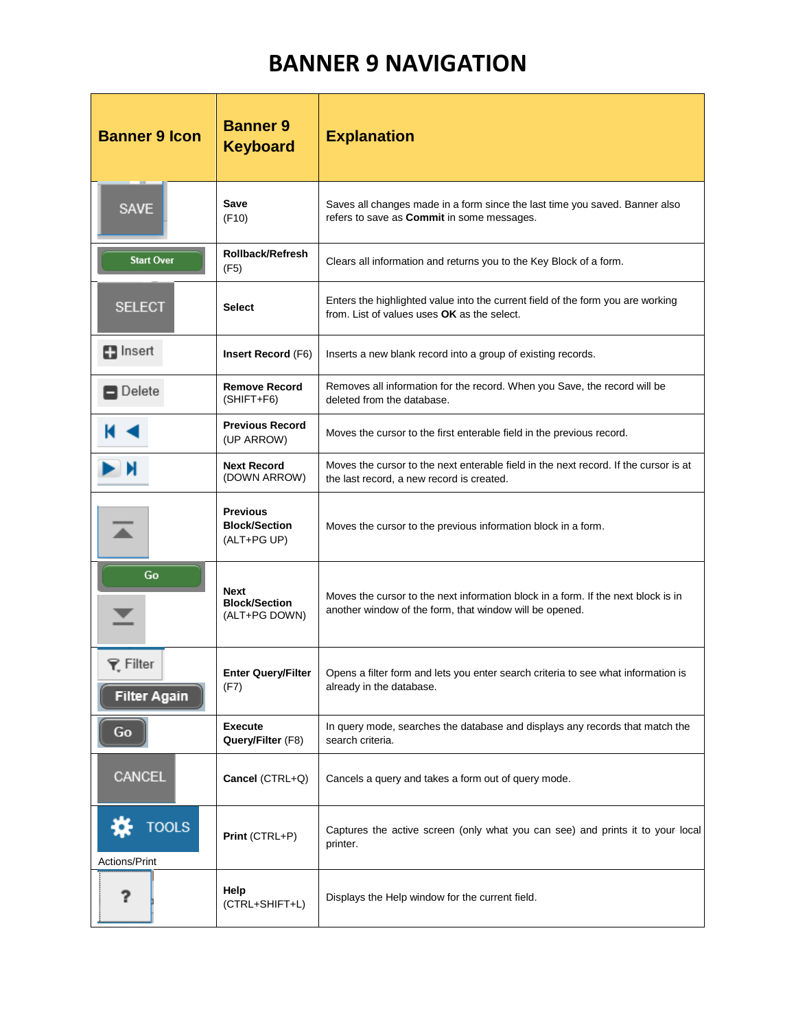# BANNER 9 NAVIGATION

| Banner 9 Icon | Banner 9 Keyboard | Explanation |
|---|---|---|
| SAVE | **Save** (F10) | Saves all changes made in a form since the last time you saved. Banner also refers to save as **Commit** in some messages. |
| Start Over | **Rollback/Refresh** (F5) | Clears all information and returns you to the Key Block of a form. |
| SELECT | **Select** | Enters the highlighted value into the current field of the form you are working from. List of values uses **OK** as the select. |
| Insert | **Insert Record** (F6) | Inserts a new blank record into a group of existing records. |
| Delete | **Remove Record** (SHIFT+F6) | Removes all information for the record. When you Save, the record will be deleted from the database. |
| | **Previous Record** (UP ARROW) | Moves the cursor to the first enterable field in the previous record. |
| | **Next Record** (DOWN ARROW) | Moves the cursor to the next enterable field in the next record. If the cursor is at the last record, a new record is created. |
| | **Previous Block/Section** (ALT+PG UP) | Moves the cursor to the previous information block in a form. |
| Go | **Next Block/Section** (ALT+PG DOWN) | Moves the cursor to the next information block in a form. If the next block is in another window of the form, that window will be opened. |
| Filter<br>Filter Again | **Enter Query/Filter** (F7) | Opens a filter form and lets you enter search criteria to see what information is already in the database. |
| Go | **Execute Query/Filter** (F8) | In query mode, searches the database and displays any records that match the search criteria. |
| CANCEL | **Cancel** (CTRL+Q) | Cancels a query and takes a form out of query mode. |
| TOOLS<br>Actions/Print | **Print** (CTRL+P) | Captures the active screen (only what you can see) and prints it to your local printer. |
| ? | **Help** (CTRL+SHIFT+L) | Displays the Help window for the current field. |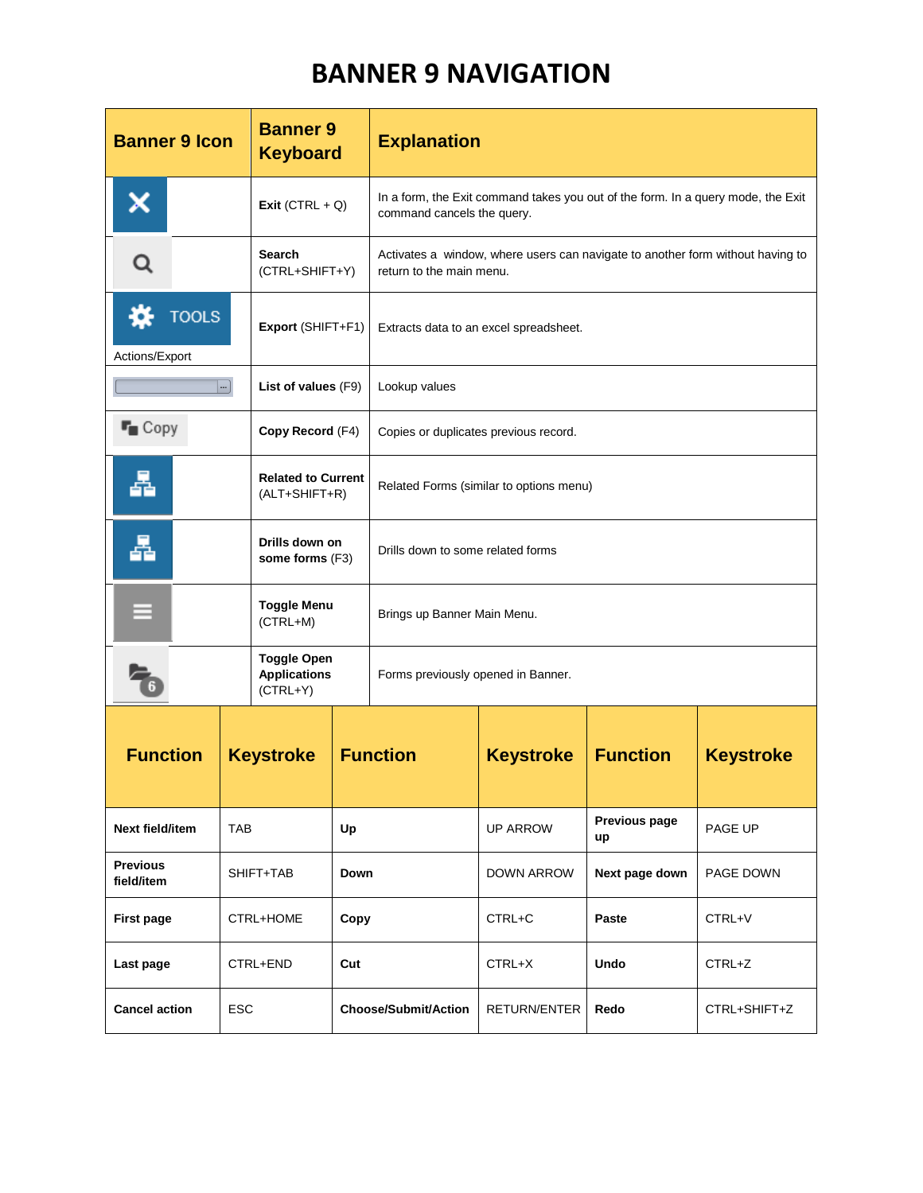# BANNER 9 NAVIGATION

| Banner 9 Icon | Banner 9 Keyboard | Explanation |
|---|---|---|
| | **Exit** (CTRL + Q) | In a form, the Exit command takes you out of the form. In a query mode, the Exit command cancels the query. |
| | **Search** (CTRL+SHIFT+Y) | Activates a window, where users can navigate to another form without having to return to the main menu. |
| TOOLS Actions/Export | **Export** (SHIFT+F1) | Extracts data to an excel spreadsheet. |
| | **List of values** (F9) | Lookup values |
| Copy | **Copy Record** (F4) | Copies or duplicates previous record. |
| | **Related to Current** (ALT+SHIFT+R) | Related Forms (similar to options menu) |
| | **Drills down on some forms** (F3) | Drills down to some related forms |
| | **Toggle Menu** (CTRL+M) | Brings up Banner Main Menu. |
| 6 | **Toggle Open Applications** (CTRL+Y) | Forms previously opened in Banner. |

| Function | Keystroke | Function | Keystroke | Function | Keystroke |
|---|---|---|---|---|---|
| **Next field/item** | TAB | **Up** | UP ARROW | **Previous page up** | PAGE UP |
| **Previous field/item** | SHIFT+TAB | **Down** | DOWN ARROW | **Next page down** | PAGE DOWN |
| **First page** | CTRL+HOME | **Copy** | CTRL+C | **Paste** | CTRL+V |
| **Last page** | CTRL+END | **Cut** | CTRL+X | **Undo** | CTRL+Z |
| **Cancel action** | ESC | **Choose/Submit/Action** | RETURN/ENTER | **Redo** | CTRL+SHIFT+Z |